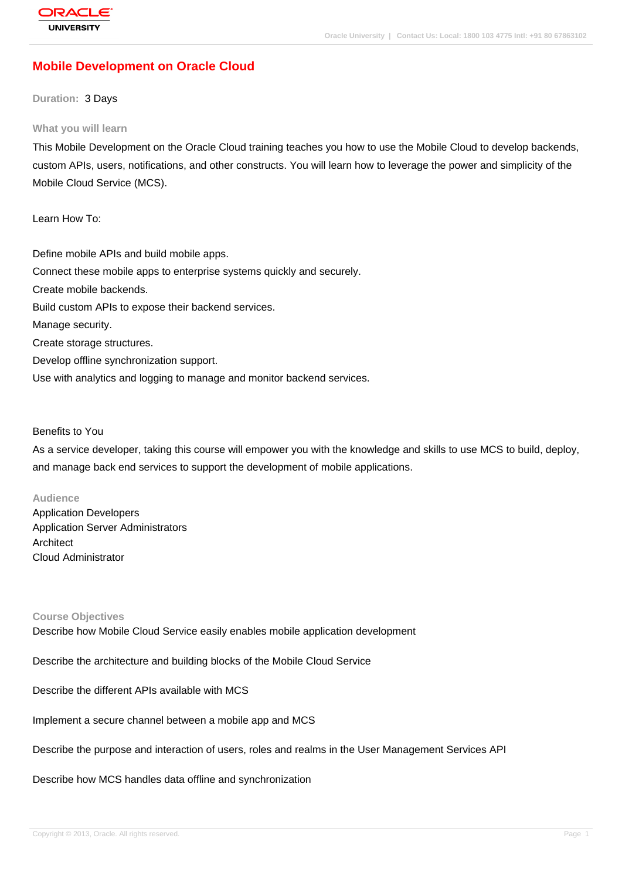# Mobile Development on Oracle Cloud

**Duration:** 3 Days

## What you will learn

This Mobile Development on the Oracle Cloud training teaches you how to use the Mobile Cloud to develop backends, custom APIs, users, notifications, and other constructs. You will learn how to leverage the power and simplicity of the Mobile Cloud Service (MCS).

Learn How To:

Define mobile APIs and build mobile apps.
Connect these mobile apps to enterprise systems quickly and securely.
Create mobile backends.
Build custom APIs to expose their backend services.
Manage security.
Create storage structures.
Develop offline synchronization support.
Use with analytics and logging to manage and monitor backend services.

Benefits to You

As a service developer, taking this course will empower you with the knowledge and skills to use MCS to build, deploy, and manage back end services to support the development of mobile applications.

## Audience

Application Developers
Application Server Administrators
Architect
Cloud Administrator

## Course Objectives

Describe how Mobile Cloud Service easily enables mobile application development

Describe the architecture and building blocks of the Mobile Cloud Service

Describe the different APIs available with MCS

Implement a secure channel between a mobile app and MCS

Describe the purpose and interaction of users, roles and realms in the User Management Services API

Describe how MCS handles data offline and synchronization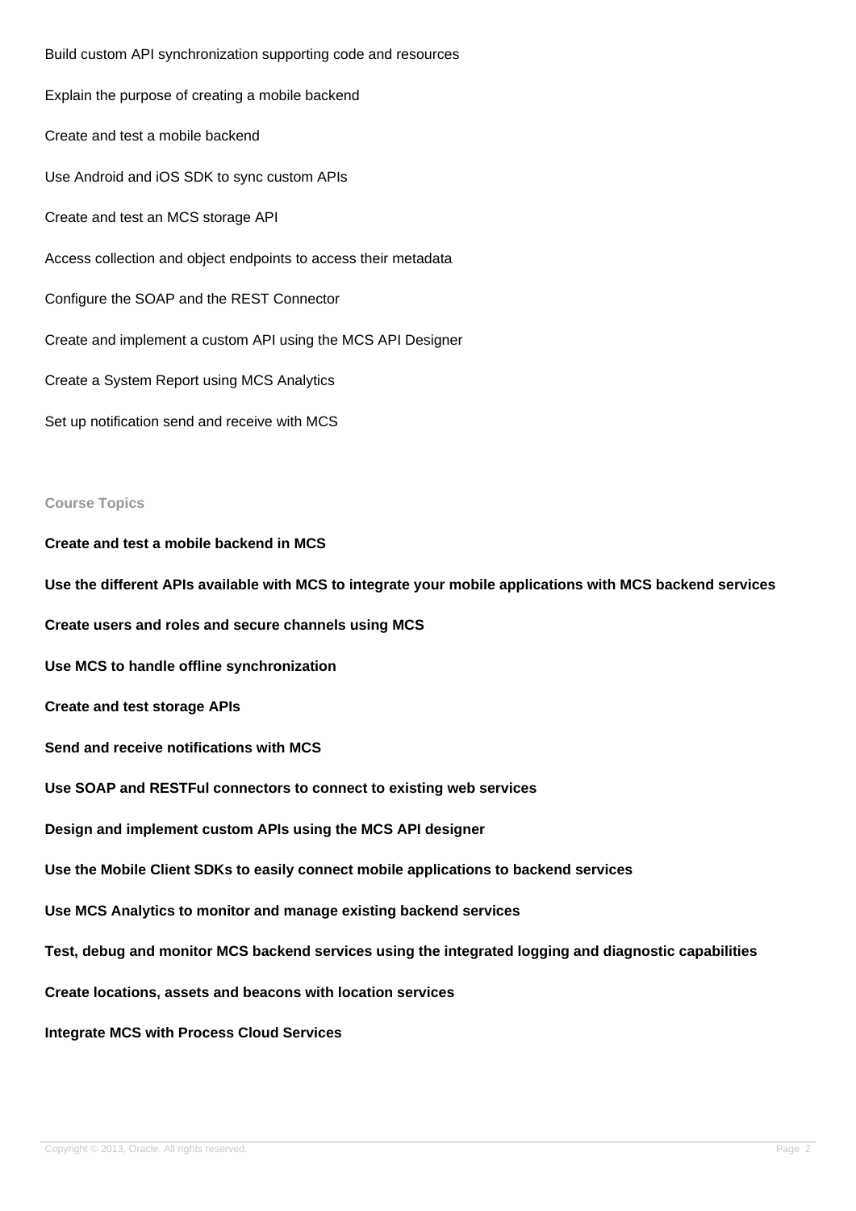Build custom API synchronization supporting code and resources

Explain the purpose of creating a mobile backend

Create and test a mobile backend

Use Android and iOS SDK to sync custom APIs

Create and test an MCS storage API

Access collection and object endpoints to access their metadata

Configure the SOAP and the REST Connector

Create and implement a custom API using the MCS API Designer

Create a System Report using MCS Analytics

Set up notification send and receive with MCS

## Course Topics

**Create and test a mobile backend in MCS**

**Use the different APIs available with MCS to integrate your mobile applications with MCS backend services**

**Create users and roles and secure channels using MCS**

**Use MCS to handle offline synchronization**

**Create and test storage APIs**

**Send and receive notifications with MCS**

**Use SOAP and RESTFul connectors to connect to existing web services**

**Design and implement custom APIs using the MCS API designer**

**Use the Mobile Client SDKs to easily connect mobile applications to backend services**

**Use MCS Analytics to monitor and manage existing backend services**

**Test, debug and monitor MCS backend services using the integrated logging and diagnostic capabilities**

**Create locations, assets and beacons with location services**

**Integrate MCS with Process Cloud Services**